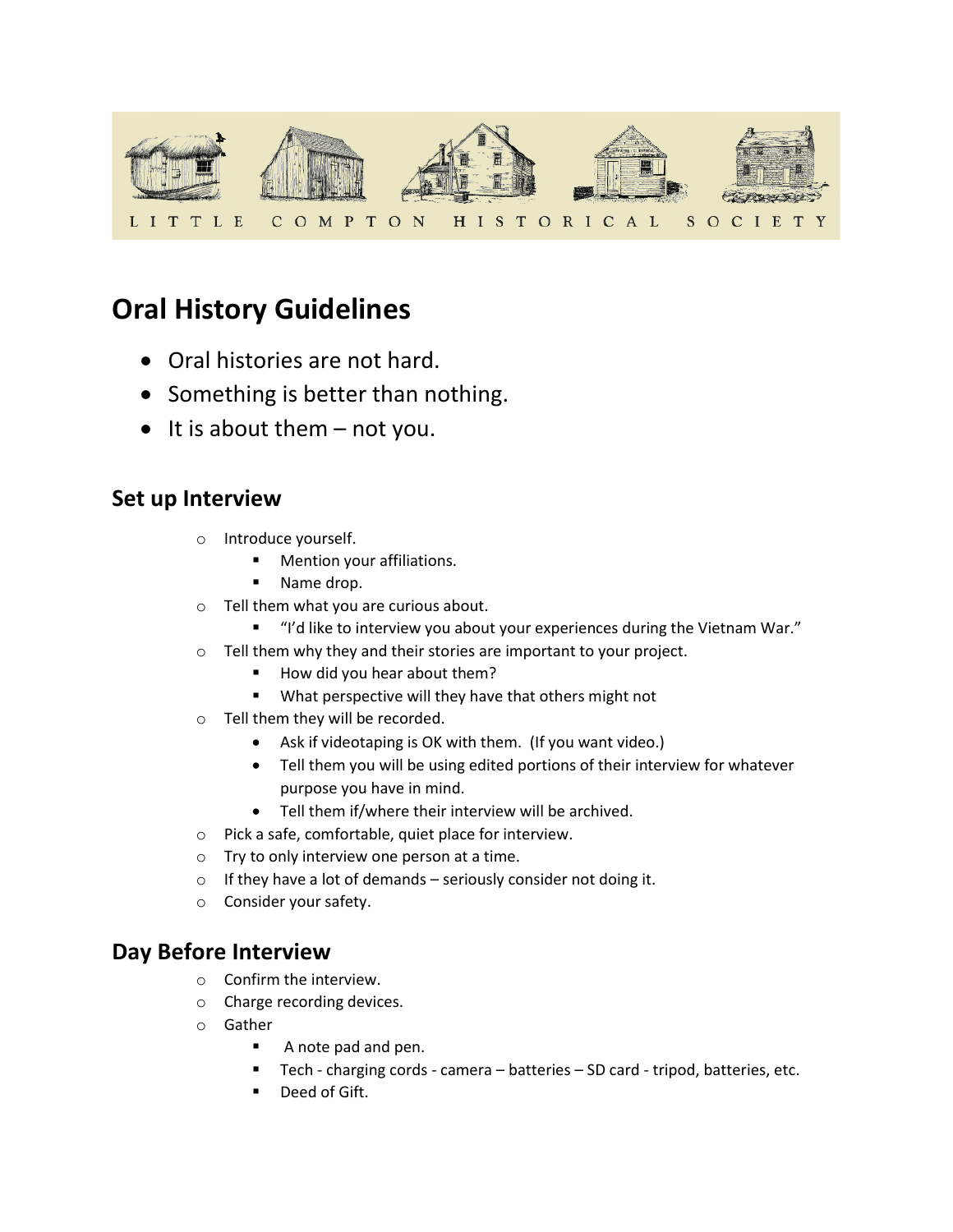LITTLE COMPTON HISTORICAL SOCIETY

# Oral History Guidelines

- Oral histories are not hard.
- Something is better than nothing.
- It is about them – not you.

## Set up Interview

- Introduce yourself.
  - Mention your affiliations.
  - Name drop.
- Tell them what you are curious about.
  - "I'd like to interview you about your experiences during the Vietnam War."
- Tell them why they and their stories are important to your project.
  - How did you hear about them?
  - What perspective will they have that others might not
- Tell them they will be recorded.
  - Ask if videotaping is OK with them. (If you want video.)
  - Tell them you will be using edited portions of their interview for whatever purpose you have in mind.
  - Tell them if/where their interview will be archived.
- Pick a safe, comfortable, quiet place for interview.
- Try to only interview one person at a time.
- If they have a lot of demands – seriously consider not doing it.
- Consider your safety.

## Day Before Interview

- Confirm the interview.
- Charge recording devices.
- Gather
  - A note pad and pen.
  - Tech - charging cords - camera – batteries – SD card - tripod, batteries, etc.
  - Deed of Gift.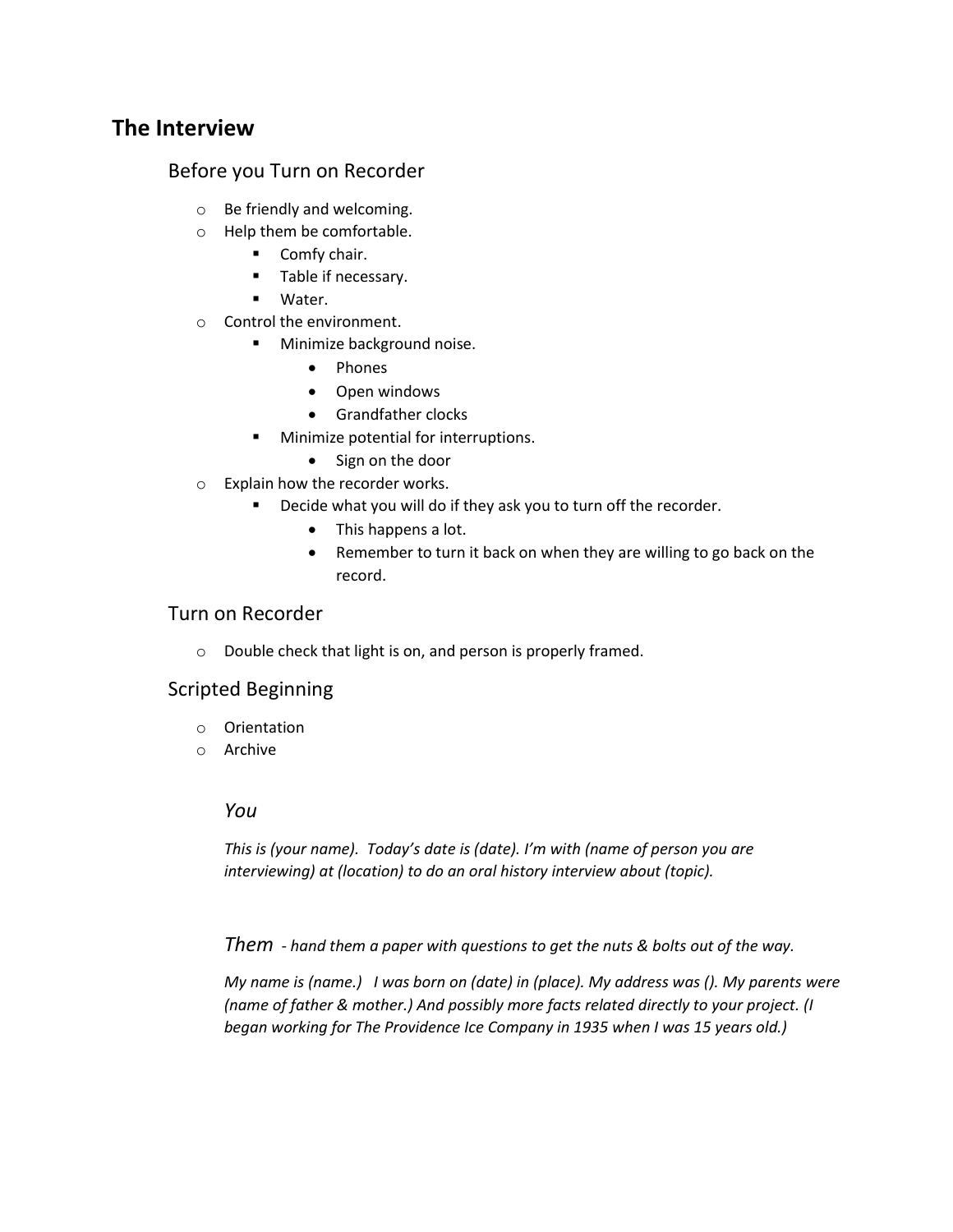## The Interview

### Before you Turn on Recorder

- Be friendly and welcoming.
- Help them be comfortable.
  - Comfy chair.
  - Table if necessary.
  - Water.
- Control the environment.
  - Minimize background noise.
    - Phones
    - Open windows
    - Grandfather clocks
  - Minimize potential for interruptions.
    - Sign on the door
- Explain how the recorder works.
  - Decide what you will do if they ask you to turn off the recorder.
    - This happens a lot.
    - Remember to turn it back on when they are willing to go back on the record.

### Turn on Recorder

- Double check that light is on, and person is properly framed.

### Scripted Beginning

- Orientation
- Archive

#### *You*

*This is (your name). Today's date is (date). I'm with (name of person you are interviewing) at (location) to do an oral history interview about (topic).*

#### *Them* *- hand them a paper with questions to get the nuts & bolts out of the way.*

*My name is (name.) I was born on (date) in (place). My address was (). My parents were (name of father & mother.) And possibly more facts related directly to your project. (I began working for The Providence Ice Company in 1935 when I was 15 years old.)*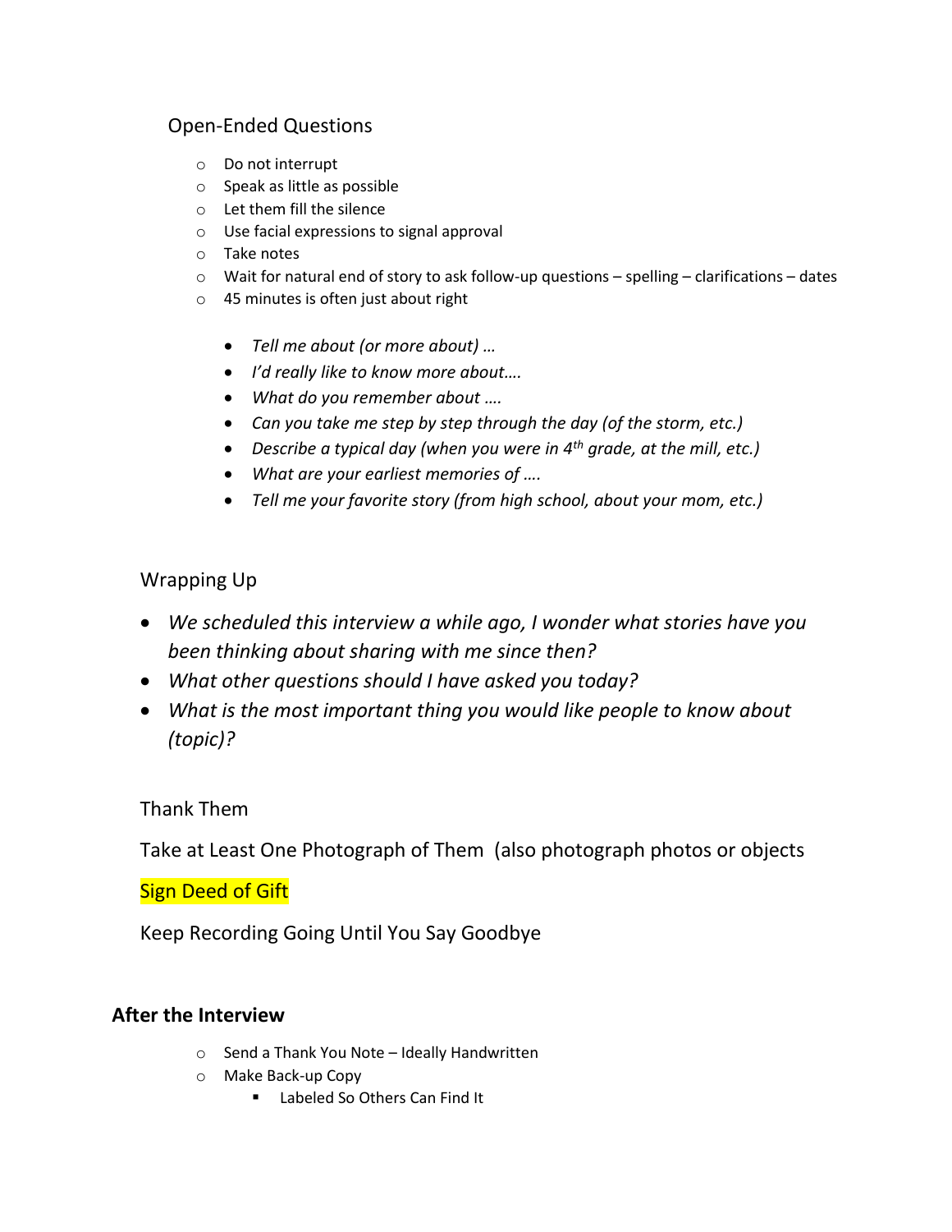## Open-Ended Questions

- Do not interrupt
- Speak as little as possible
- Let them fill the silence
- Use facial expressions to signal approval
- Take notes
- Wait for natural end of story to ask follow-up questions – spelling – clarifications – dates
- 45 minutes is often just about right

  - *Tell me about (or more about) …*
  - *I'd really like to know more about….*
  - *What do you remember about ….*
  - *Can you take me step by step through the day (of the storm, etc.)*
  - *Describe a typical day (when you were in 4th grade, at the mill, etc.)*
  - *What are your earliest memories of ….*
  - *Tell me your favorite story (from high school, about your mom, etc.)*

## Wrapping Up

- *We scheduled this interview a while ago, I wonder what stories have you been thinking about sharing with me since then?*
- *What other questions should I have asked you today?*
- *What is the most important thing you would like people to know about (topic)?*

Thank Them

Take at Least One Photograph of Them (also photograph photos or objects

Sign Deed of Gift

Keep Recording Going Until You Say Goodbye

## After the Interview

- Send a Thank You Note – Ideally Handwritten
- Make Back-up Copy
  - Labeled So Others Can Find It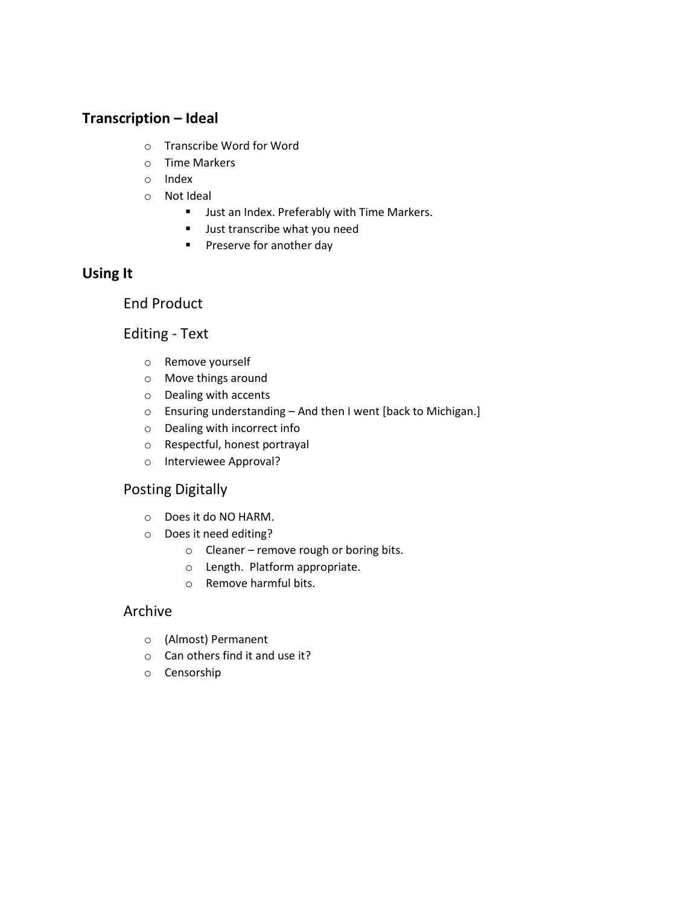## Transcription – Ideal

- Transcribe Word for Word
- Time Markers
- Index
- Not Ideal
    - Just an Index. Preferably with Time Markers.
    - Just transcribe what you need
    - Preserve for another day

## Using It

### End Product

### Editing - Text

- Remove yourself
- Move things around
- Dealing with accents
- Ensuring understanding – And then I went [back to Michigan.]
- Dealing with incorrect info
- Respectful, honest portrayal
- Interviewee Approval?

### Posting Digitally

- Does it do NO HARM.
- Does it need editing?
    - Cleaner – remove rough or boring bits.
    - Length. Platform appropriate.
    - Remove harmful bits.

### Archive

- (Almost) Permanent
- Can others find it and use it?
- Censorship